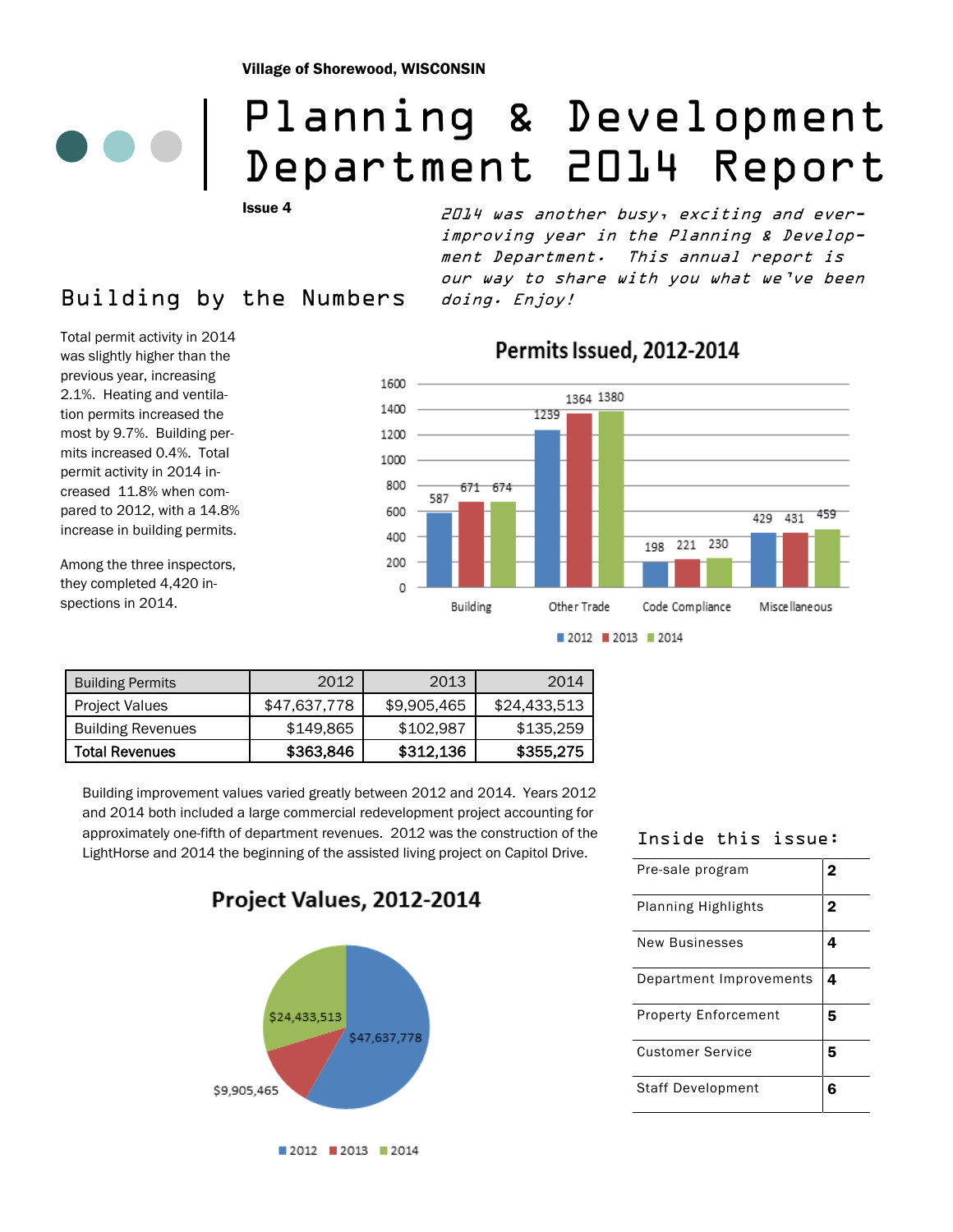Village of Shorewood, WISCONSIN

# Planning & Development Department 2014 Report

Issue 4

*2014 was another busy, exciting and ever-improving year in the Planning & Development Department. This annual report is our way to share with you what we've been doing. Enjoy!*

## Building by the Numbers

Total permit activity in 2014 was slightly higher than the previous year, increasing 2.1%. Heating and ventilation permits increased the most by 9.7%. Building permits increased 0.4%. Total permit activity in 2014 increased 11.8% when compared to 2012, with a 14.8% increase in building permits.

Among the three inspectors, they completed 4,420 inspections in 2014.

**Permits Issued, 2012-2014**

| | 2012 | 2013 | 2014 |
|---|---|---|---|
| Building | 587 | 671 | 674 |
| Other Trade | 1239 | 1364 | 1380 |
| Code Compliance | 198 | 221 | 230 |
| Miscellaneous | 429 | 431 | 459 |

| Building Permits | 2012 | 2013 | 2014 |
|---|---|---|---|
| Project Values | $47,637,778 | $9,905,465 | $24,433,513 |
| Building Revenues | $149,865 | $102,987 | $135,259 |
| **Total Revenues** | **$363,846** | **$312,136** | **$355,275** |

Building improvement values varied greatly between 2012 and 2014. Years 2012 and 2014 both included a large commercial redevelopment project accounting for approximately one-fifth of department revenues. 2012 was the construction of the LightHorse and 2014 the beginning of the assisted living project on Capitol Drive.

**Project Values, 2012-2014**

| Year | Project Value |
|---|---|
| 2012 | $47,637,778 |
| 2013 | $9,905,465 |
| 2014 | $24,433,513 |

### Inside this issue:

| | |
|---|---|
| Pre-sale program | 2 |
| Planning Highlights | 2 |
| New Businesses | 4 |
| Department Improvements | 4 |
| Property Enforcement | 5 |
| Customer Service | 5 |
| Staff Development | 6 |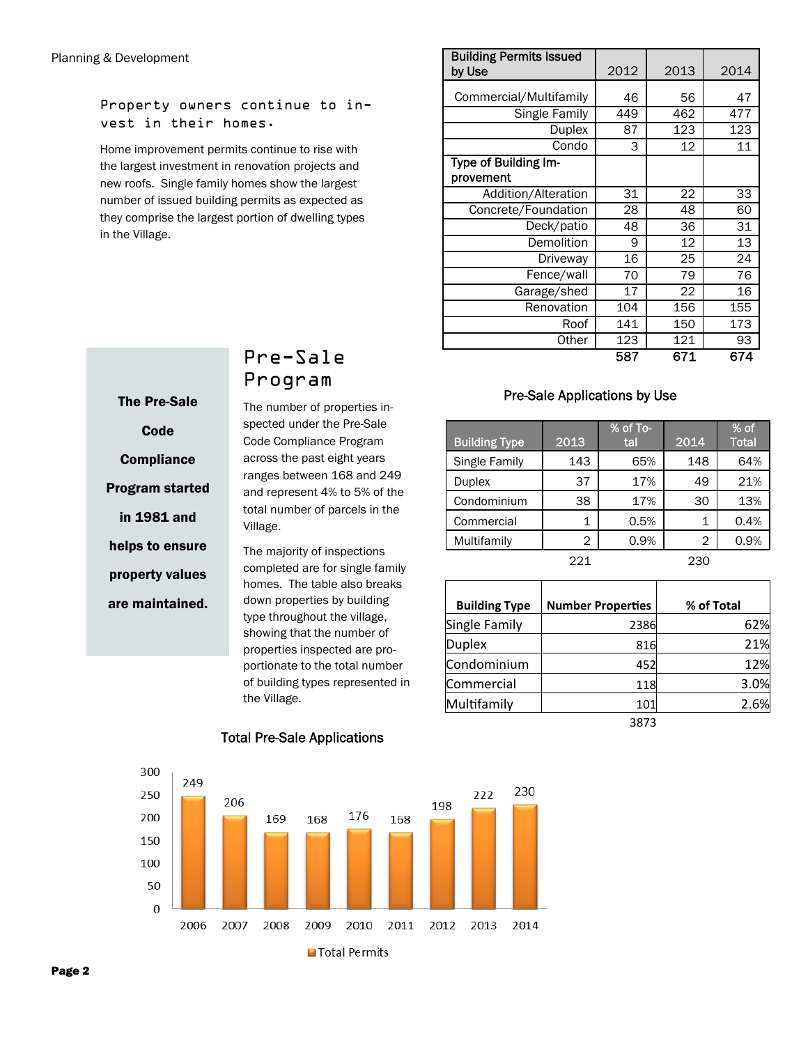Planning & Development

### Property owners continue to invest in their homes.

Home improvement permits continue to rise with the largest investment in renovation projects and new roofs. Single family homes show the largest number of issued building permits as expected as they comprise the largest portion of dwelling types in the Village.

| Building Permits Issued by Use | 2012 | 2013 | 2014 |
|---|---|---|---|
| Commercial/Multifamily | 46 | 56 | 47 |
| Single Family | 449 | 462 | 477 |
| Duplex | 87 | 123 | 123 |
| Condo | 3 | 12 | 11 |
| **Type of Building Improvement** | | | |
| Addition/Alteration | 31 | 22 | 33 |
| Concrete/Foundation | 28 | 48 | 60 |
| Deck/patio | 48 | 36 | 31 |
| Demolition | 9 | 12 | 13 |
| Driveway | 16 | 25 | 24 |
| Fence/wall | 70 | 79 | 76 |
| Garage/shed | 17 | 22 | 16 |
| Renovation | 104 | 156 | 155 |
| Roof | 141 | 150 | 173 |
| Other | 123 | 121 | 93 |
| | **587** | **671** | **674** |

## Pre-Sale Program

**The Pre-Sale Code Compliance Program started in 1981 and helps to ensure property values are maintained.**

The number of properties inspected under the Pre-Sale Code Compliance Program across the past eight years ranges between 168 and 249 and represent 4% to 5% of the total number of parcels in the Village.

The majority of inspections completed are for single family homes. The table also breaks down properties by building type throughout the village, showing that the number of properties inspected are proportionate to the total number of building types represented in the Village.

**Pre-Sale Applications by Use**

| Building Type | 2013 | % of Total | 2014 | % of Total |
|---|---|---|---|---|
| Single Family | 143 | 65% | 148 | 64% |
| Duplex | 37 | 17% | 49 | 21% |
| Condominium | 38 | 17% | 30 | 13% |
| Commercial | 1 | 0.5% | 1 | 0.4% |
| Multifamily | 2 | 0.9% | 2 | 0.9% |
| | 221 | | 230 | |

| Building Type | Number Properties | % of Total |
|---|---|---|
| Single Family | 2386 | 62% |
| Duplex | 816 | 21% |
| Condominium | 452 | 12% |
| Commercial | 118 | 3.0% |
| Multifamily | 101 | 2.6% |
| | 3873 | |

**Total Pre-Sale Applications**

| Year | Total Permits |
|---|---|
| 2006 | 249 |
| 2007 | 206 |
| 2008 | 169 |
| 2009 | 168 |
| 2010 | 176 |
| 2011 | 168 |
| 2012 | 198 |
| 2013 | 222 |
| 2014 | 230 |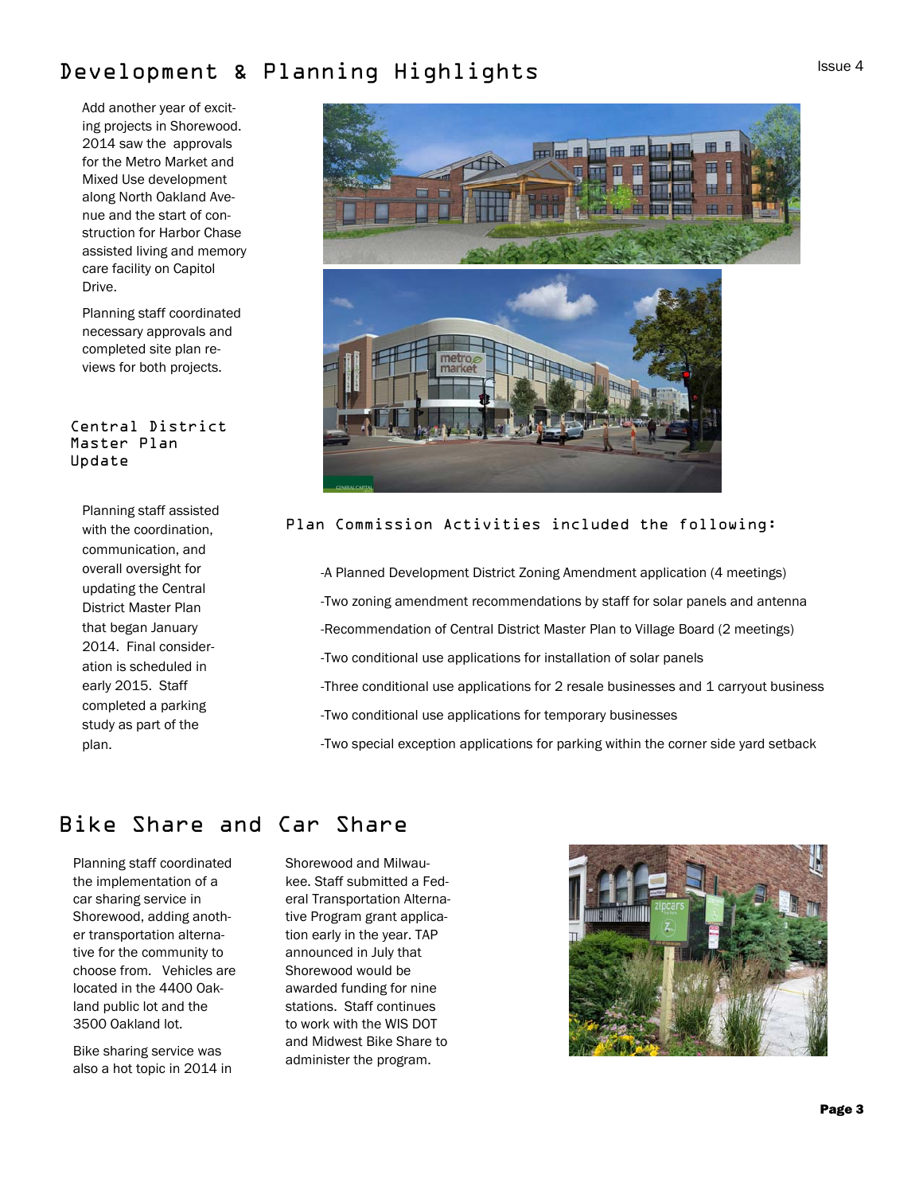# Development & Planning Highlights

Add another year of exciting projects in Shorewood. 2014 saw the approvals for the Metro Market and Mixed Use development along North Oakland Avenue and the start of construction for Harbor Chase assisted living and memory care facility on Capitol Drive.

Planning staff coordinated necessary approvals and completed site plan reviews for both projects.

## Central District Master Plan Update

Planning staff assisted with the coordination, communication, and overall oversight for updating the Central District Master Plan that began January 2014. Final consideration is scheduled in early 2015. Staff completed a parking study as part of the plan.

## Plan Commission Activities included the following:

- A Planned Development District Zoning Amendment application (4 meetings)
- Two zoning amendment recommendations by staff for solar panels and antenna
- Recommendation of Central District Master Plan to Village Board (2 meetings)
- Two conditional use applications for installation of solar panels
- Three conditional use applications for 2 resale businesses and 1 carryout business
- Two conditional use applications for temporary businesses
- Two special exception applications for parking within the corner side yard setback

# Bike Share and Car Share

Planning staff coordinated the implementation of a car sharing service in Shorewood, adding another transportation alternative for the community to choose from. Vehicles are located in the 4400 Oakland public lot and the 3500 Oakland lot.

Bike sharing service was also a hot topic in 2014 in Shorewood and Milwaukee. Staff submitted a Federal Transportation Alternative Program grant application early in the year. TAP announced in July that Shorewood would be awarded funding for nine stations. Staff continues to work with the WIS DOT and Midwest Bike Share to administer the program.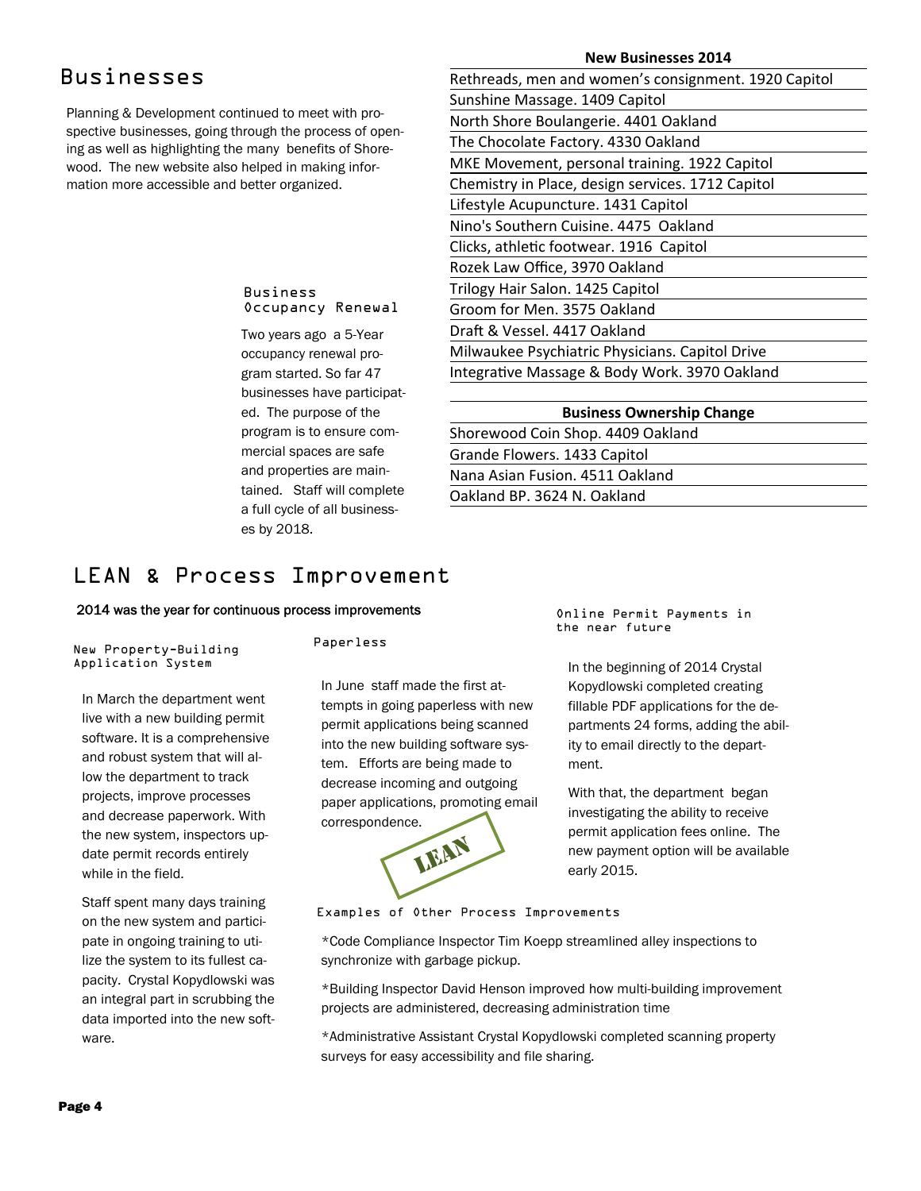# Businesses

Planning & Development continued to meet with prospective businesses, going through the process of opening as well as highlighting the many benefits of Shorewood. The new website also helped in making information more accessible and better organized.

| New Businesses 2014 |
|---|
| Rethreads, men and women's consignment. 1920 Capitol |
| Sunshine Massage. 1409 Capitol |
| North Shore Boulangerie. 4401 Oakland |
| The Chocolate Factory. 4330 Oakland |
| MKE Movement, personal training. 1922 Capitol |
| Chemistry in Place, design services. 1712 Capitol |
| Lifestyle Acupuncture. 1431 Capitol |
| Nino's Southern Cuisine. 4475 Oakland |
| Clicks, athletic footwear. 1916 Capitol |
| Rozek Law Office, 3970 Oakland |
| Trilogy Hair Salon. 1425 Capitol |
| Groom for Men. 3575 Oakland |
| Draft & Vessel. 4417 Oakland |
| Milwaukee Psychiatric Physicians. Capitol Drive |
| Integrative Massage & Body Work. 3970 Oakland |

| Business Ownership Change |
|---|
| Shorewood Coin Shop. 4409 Oakland |
| Grande Flowers. 1433 Capitol |
| Nana Asian Fusion. 4511 Oakland |
| Oakland BP. 3624 N. Oakland |

### Business Occupancy Renewal

Two years ago a 5-Year occupancy renewal program started. So far 47 businesses have participated. The purpose of the program is to ensure commercial spaces are safe and properties are maintained. Staff will complete a full cycle of all businesses by 2018.

# LEAN & Process Improvement

**2014 was the year for continuous process improvements**

### New Property-Building Application System

In March the department went live with a new building permit software. It is a comprehensive and robust system that will allow the department to track projects, improve processes and decrease paperwork. With the new system, inspectors update permit records entirely while in the field.

Staff spent many days training on the new system and participate in ongoing training to utilize the system to its fullest capacity. Crystal Kopydlowski was an integral part in scrubbing the data imported into the new software.

### Paperless

In June staff made the first attempts in going paperless with new permit applications being scanned into the new building software system. Efforts are being made to decrease incoming and outgoing paper applications, promoting email correspondence.

LEAN

### Online Permit Payments in the near future

In the beginning of 2014 Crystal Kopydlowski completed creating fillable PDF applications for the departments 24 forms, adding the ability to email directly to the department.

With that, the department began investigating the ability to receive permit application fees online. The new payment option will be available early 2015.

### Examples of Other Process Improvements

*Code Compliance Inspector Tim Koepp streamlined alley inspections to synchronize with garbage pickup.

*Building Inspector David Henson improved how multi-building improvement projects are administered, decreasing administration time

*Administrative Assistant Crystal Kopydlowski completed scanning property surveys for easy accessibility and file sharing.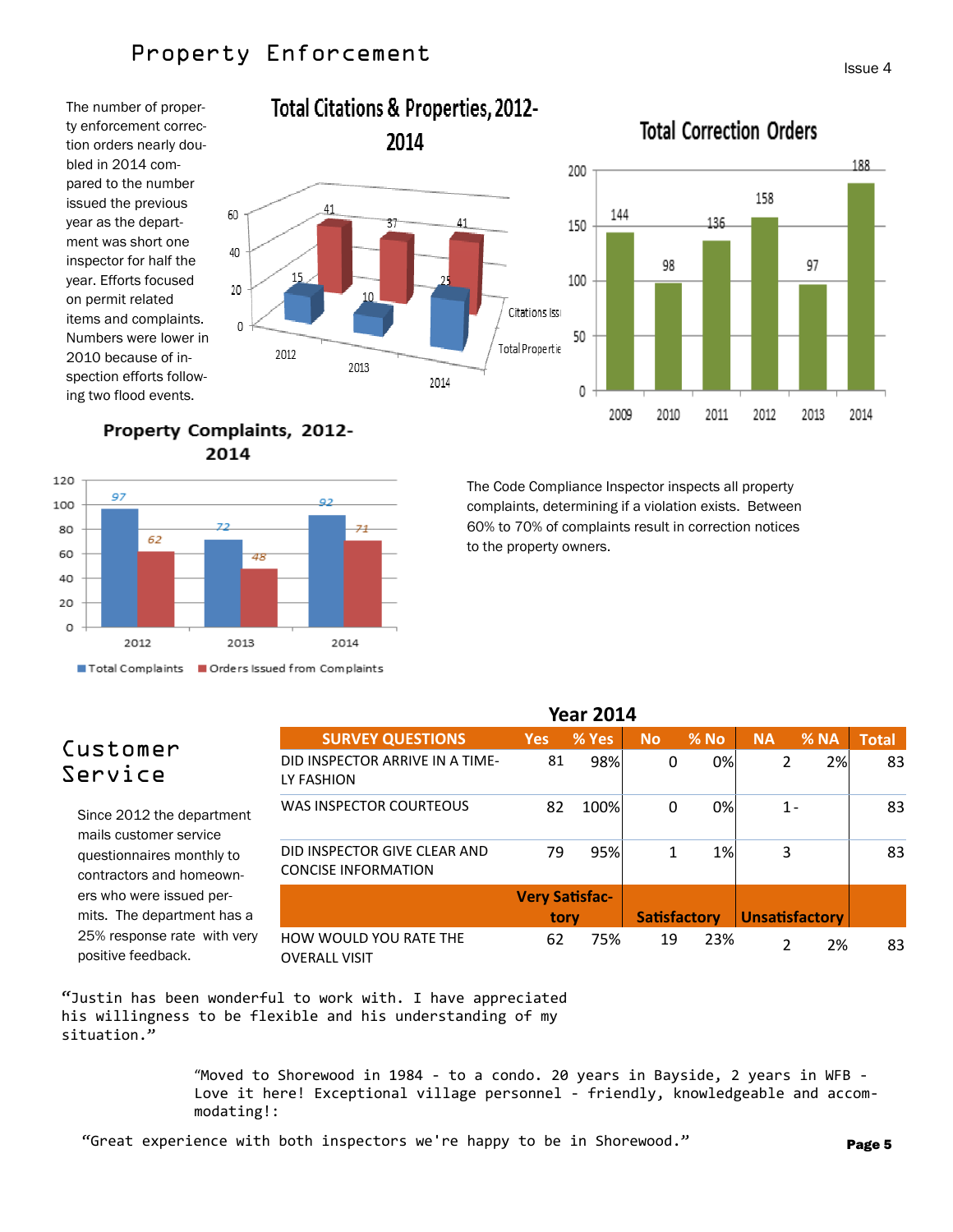# Property Enforcement

The number of property enforcement correction orders nearly doubled in 2014 compared to the number issued the previous year as the department was short one inspector for half the year. Efforts focused on permit related items and complaints. Numbers were lower in 2010 because of inspection efforts following two flood events.

**Total Citations & Properties, 2012-2014**

| | 2012 | 2013 | 2014 |
|---|---|---|---|
| Citations Issued | 41 | 37 | 41 |
| Total Properties | 15 | 10 | 25 |

**Total Correction Orders**

| 2009 | 2010 | 2011 | 2012 | 2013 | 2014 |
|---|---|---|---|---|---|
| 144 | 98 | 136 | 158 | 97 | 188 |

**Property Complaints, 2012-2014**

| | 2012 | 2013 | 2014 |
|---|---|---|---|
| Total Complaints | 97 | 72 | 92 |
| Orders Issued from Complaints | 62 | 48 | 71 |

The Code Compliance Inspector inspects all property complaints, determining if a violation exists. Between 60% to 70% of complaints result in correction notices to the property owners.

# Customer Service

Since 2012 the department mails customer service questionnaires monthly to contractors and homeowners who were issued permits. The department has a 25% response rate with very positive feedback.

**Year 2014**

| SURVEY QUESTIONS | Yes | % Yes | No | % No | NA | % NA | Total |
|---|---|---|---|---|---|---|---|
| DID INSPECTOR ARRIVE IN A TIMELY FASHION | 81 | 98% | 0 | 0% | 2 | 2% | 83 |
| WAS INSPECTOR COURTEOUS | 82 | 100% | 0 | 0% | 1 | - | 83 |
| DID INSPECTOR GIVE CLEAR AND CONCISE INFORMATION | 79 | 95% | 1 | 1% | 3 | | 83 |
| | Very Satisfactory | | Satisfactory | | Unsatisfactory | | |
| HOW WOULD YOU RATE THE OVERALL VISIT | 62 | 75% | 19 | 23% | 2 | 2% | 83 |

"Justin has been wonderful to work with. I have appreciated his willingness to be flexible and his understanding of my situation."

"Moved to Shorewood in 1984 - to a condo. 20 years in Bayside, 2 years in WFB - Love it here! Exceptional village personnel - friendly, knowledgeable and accommodating!:

"Great experience with both inspectors we're happy to be in Shorewood."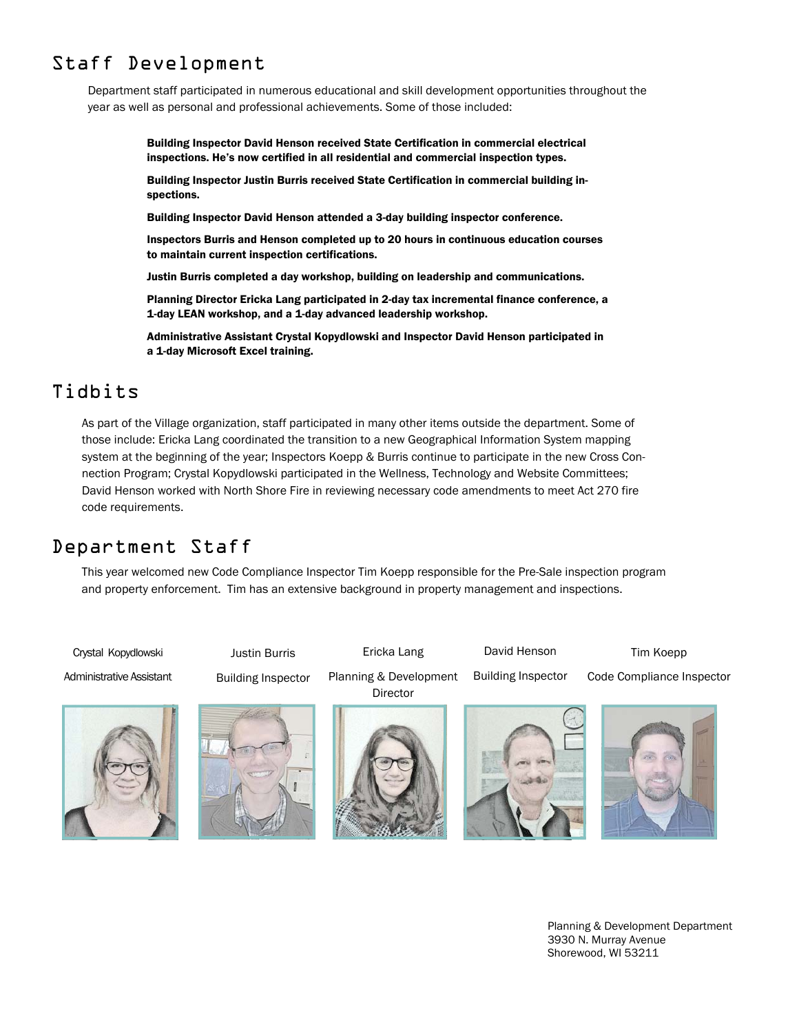## Staff Development

Department staff participated in numerous educational and skill development opportunities throughout the year as well as personal and professional achievements. Some of those included:

**Building Inspector David Henson received State Certification in commercial electrical inspections. He's now certified in all residential and commercial inspection types.**

**Building Inspector Justin Burris received State Certification in commercial building inspections.**

**Building Inspector David Henson attended a 3-day building inspector conference.**

**Inspectors Burris and Henson completed up to 20 hours in continuous education courses to maintain current inspection certifications.**

**Justin Burris completed a day workshop, building on leadership and communications.**

**Planning Director Ericka Lang participated in 2-day tax incremental finance conference, a 1-day LEAN workshop, and a 1-day advanced leadership workshop.**

**Administrative Assistant Crystal Kopydlowski and Inspector David Henson participated in a 1-day Microsoft Excel training.**

## Tidbits

As part of the Village organization, staff participated in many other items outside the department. Some of those include: Ericka Lang coordinated the transition to a new Geographical Information System mapping system at the beginning of the year; Inspectors Koepp & Burris continue to participate in the new Cross Connection Program; Crystal Kopydlowski participated in the Wellness, Technology and Website Committees; David Henson worked with North Shore Fire in reviewing necessary code amendments to meet Act 270 fire code requirements.

## Department Staff

This year welcomed new Code Compliance Inspector Tim Koepp responsible for the Pre-Sale inspection program and property enforcement. Tim has an extensive background in property management and inspections.

Crystal Kopydlowski
Administrative Assistant

Justin Burris
Building Inspector

Ericka Lang
Planning & Development Director

David Henson
Building Inspector

Tim Koepp
Code Compliance Inspector

Planning & Development Department
3930 N. Murray Avenue
Shorewood, WI 53211